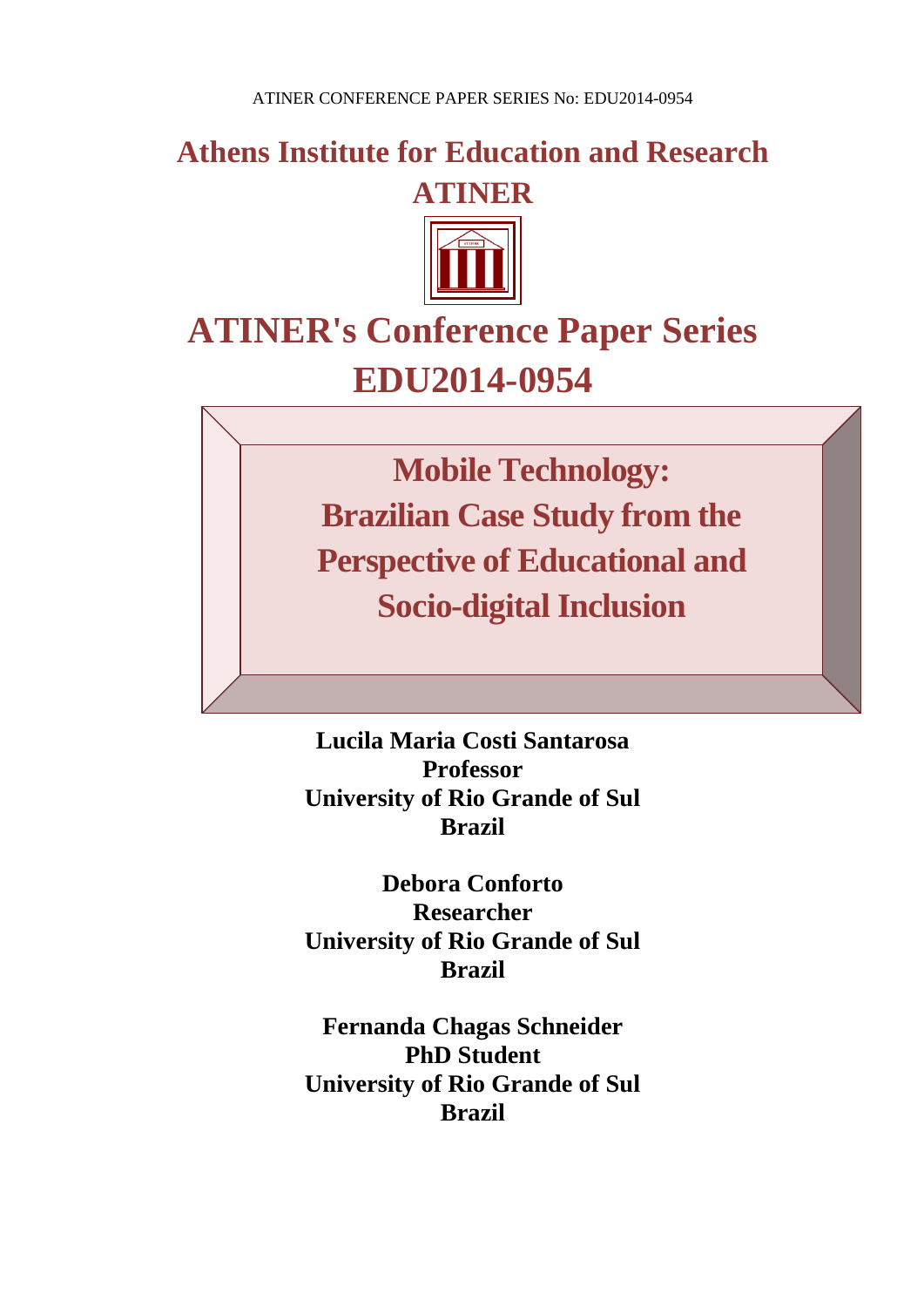ATINER CONFERENCE PAPER SERIES No: EDU2014-0954

# Athens Institute for Education and Research ATINER

# ATINER's Conference Paper Series EDU2014-0954

## Mobile Technology: Brazilian Case Study from the Perspective of Educational and Socio-digital Inclusion

**Lucila Maria Costi Santarosa**
**Professor**
**University of Rio Grande of Sul**
**Brazil**

**Debora Conforto**
**Researcher**
**University of Rio Grande of Sul**
**Brazil**

**Fernanda Chagas Schneider**
**PhD Student**
**University of Rio Grande of Sul**
**Brazil**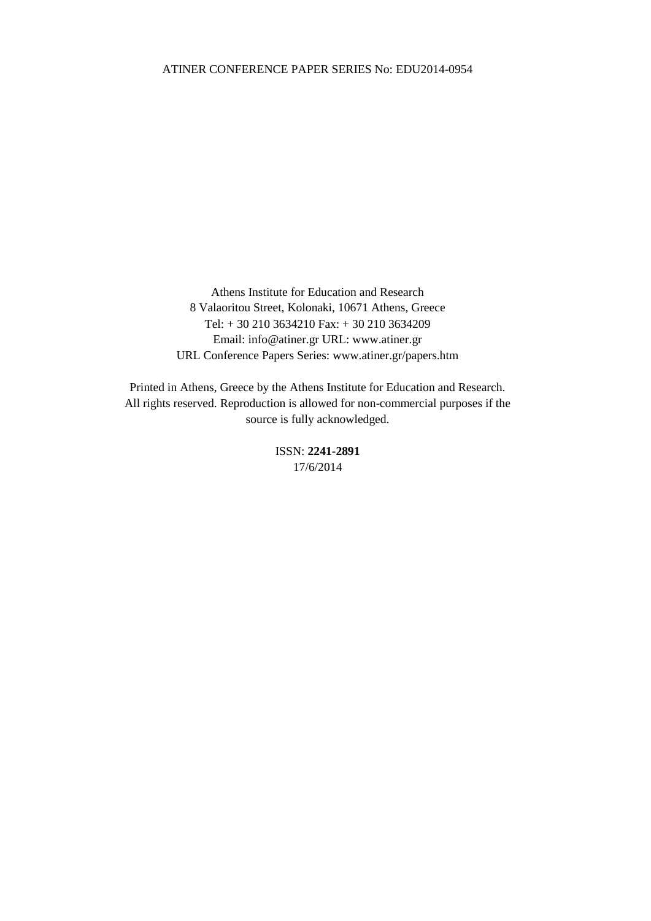Athens Institute for Education and Research
8 Valaoritou Street, Kolonaki, 10671 Athens, Greece
Tel: + 30 210 3634210 Fax: + 30 210 3634209
Email: info@atiner.gr URL: www.atiner.gr
URL Conference Papers Series: www.atiner.gr/papers.htm

Printed in Athens, Greece by the Athens Institute for Education and Research. All rights reserved. Reproduction is allowed for non-commercial purposes if the source is fully acknowledged.

ISSN: **2241-2891**
17/6/2014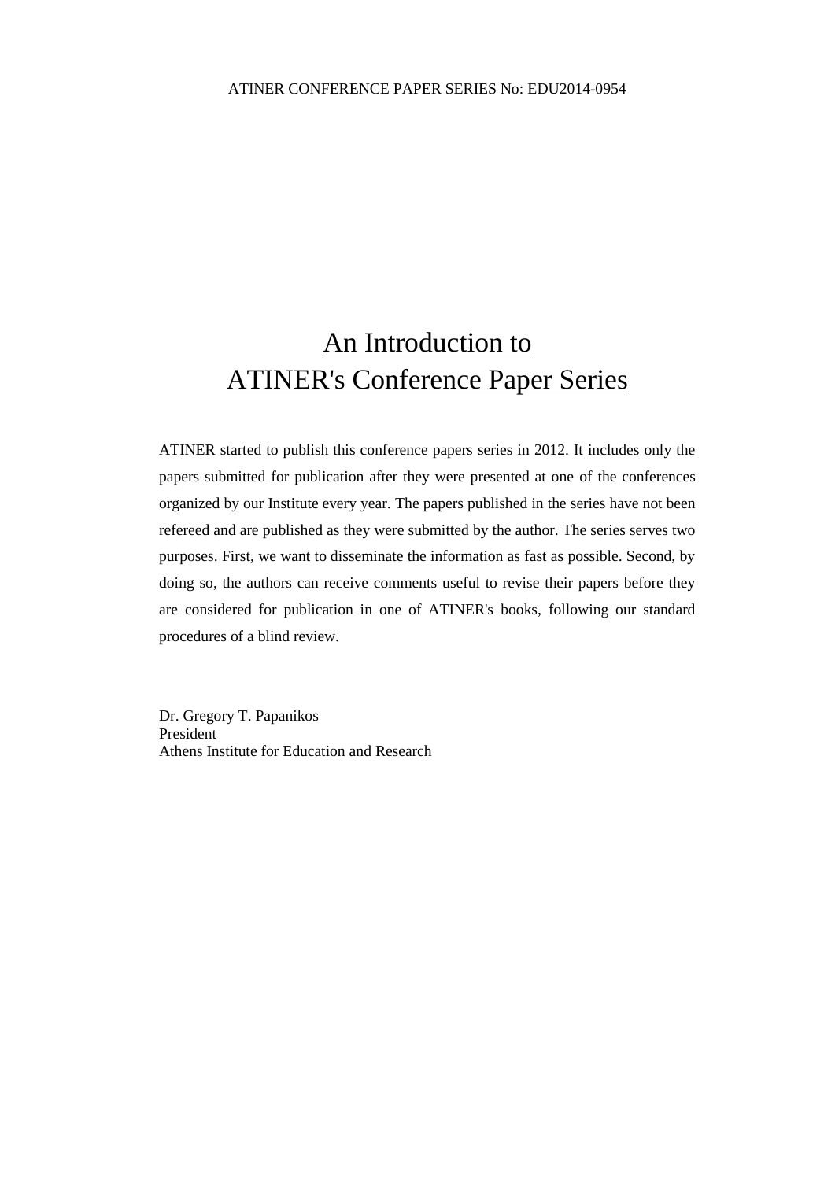# An Introduction to ATINER's Conference Paper Series

ATINER started to publish this conference papers series in 2012. It includes only the papers submitted for publication after they were presented at one of the conferences organized by our Institute every year. The papers published in the series have not been refereed and are published as they were submitted by the author. The series serves two purposes. First, we want to disseminate the information as fast as possible. Second, by doing so, the authors can receive comments useful to revise their papers before they are considered for publication in one of ATINER's books, following our standard procedures of a blind review.

Dr. Gregory T. Papanikos
President
Athens Institute for Education and Research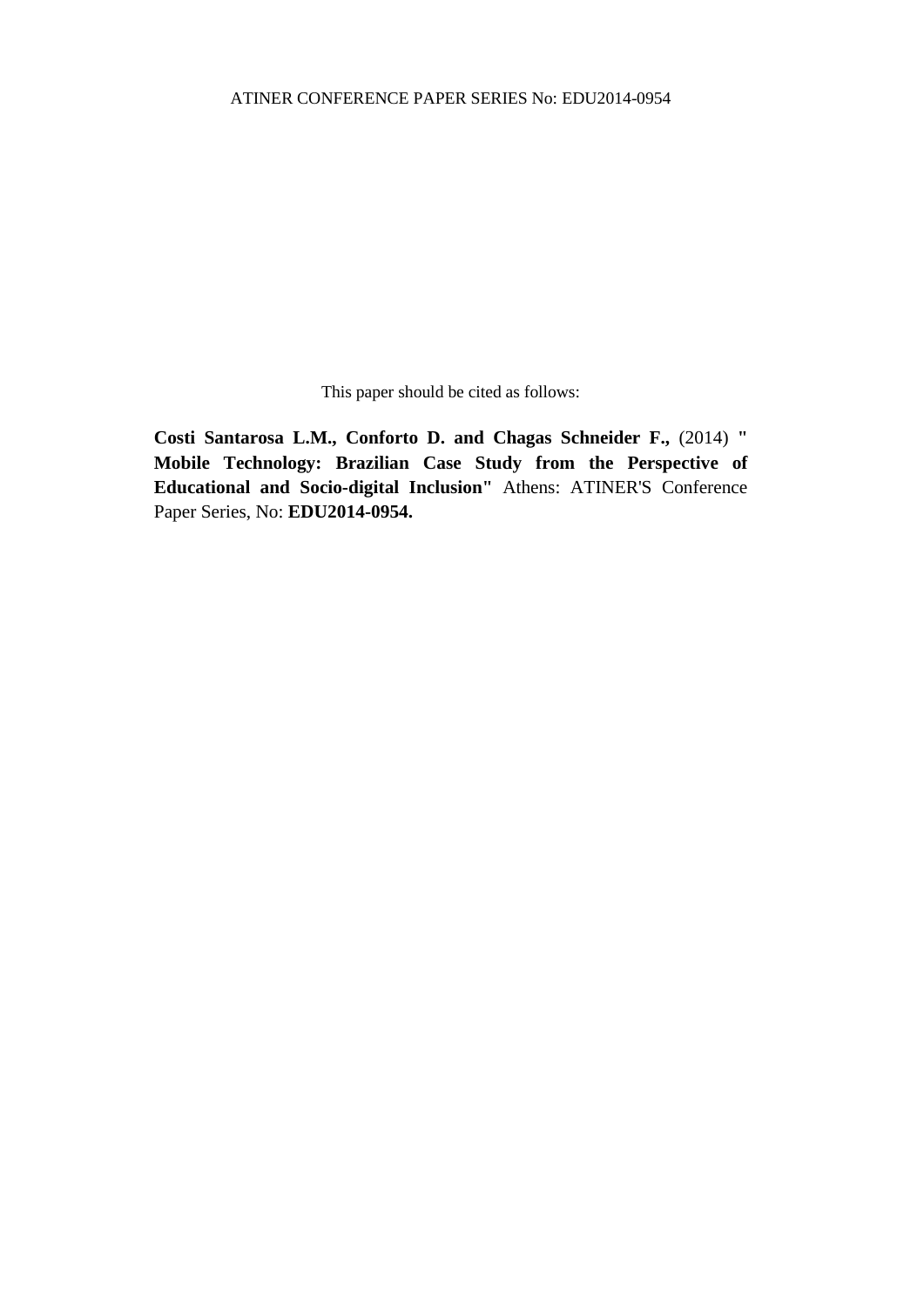This paper should be cited as follows:

**Costi Santarosa L.M., Conforto D. and Chagas Schneider F.,** (2014) **" Mobile Technology: Brazilian Case Study from the Perspective of Educational and Socio-digital Inclusion"** Athens: ATINER'S Conference Paper Series, No: **EDU2014-0954.**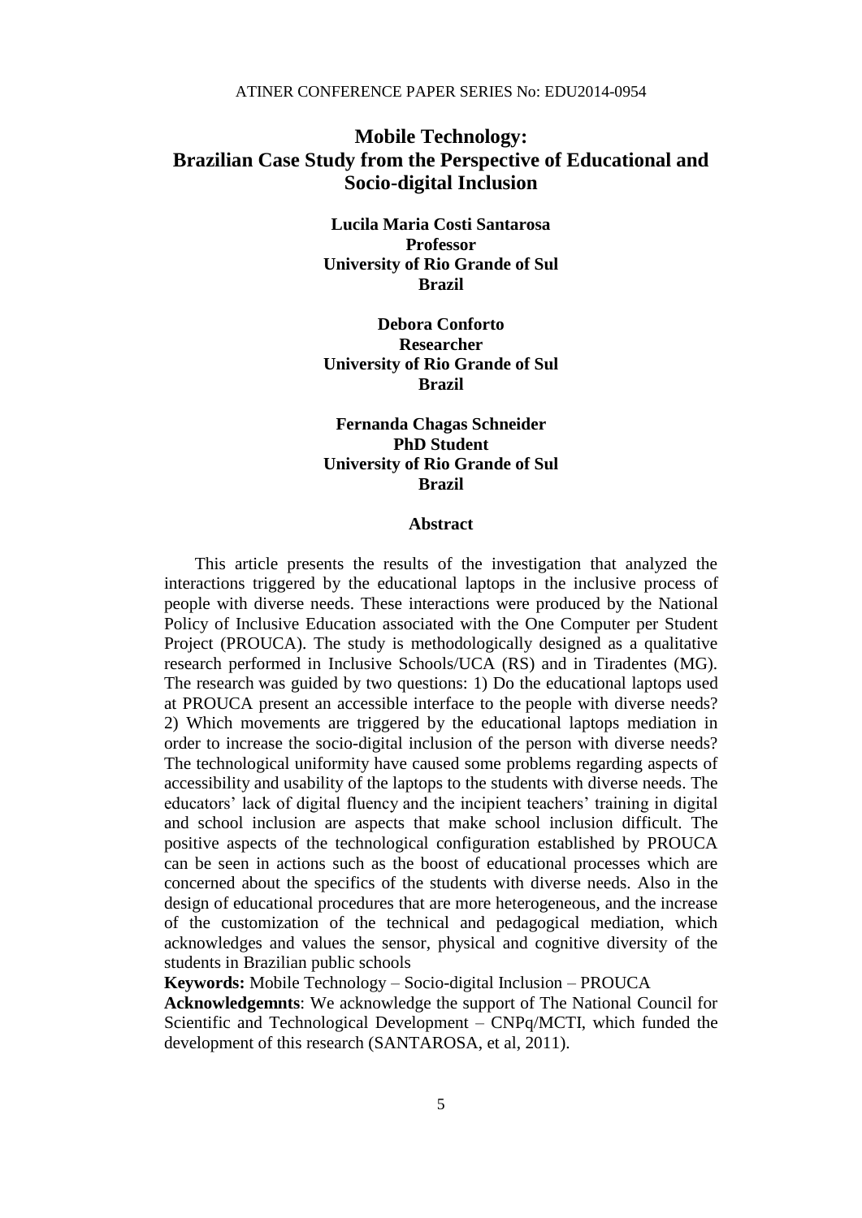# Mobile Technology: Brazilian Case Study from the Perspective of Educational and Socio-digital Inclusion

**Lucila Maria Costi Santarosa**
**Professor**
**University of Rio Grande of Sul**
**Brazil**

**Debora Conforto**
**Researcher**
**University of Rio Grande of Sul**
**Brazil**

**Fernanda Chagas Schneider**
**PhD Student**
**University of Rio Grande of Sul**
**Brazil**

## Abstract

This article presents the results of the investigation that analyzed the interactions triggered by the educational laptops in the inclusive process of people with diverse needs. These interactions were produced by the National Policy of Inclusive Education associated with the One Computer per Student Project (PROUCA). The study is methodologically designed as a qualitative research performed in Inclusive Schools/UCA (RS) and in Tiradentes (MG). The research was guided by two questions: 1) Do the educational laptops used at PROUCA present an accessible interface to the people with diverse needs? 2) Which movements are triggered by the educational laptops mediation in order to increase the socio-digital inclusion of the person with diverse needs? The technological uniformity have caused some problems regarding aspects of accessibility and usability of the laptops to the students with diverse needs. The educators' lack of digital fluency and the incipient teachers' training in digital and school inclusion are aspects that make school inclusion difficult. The positive aspects of the technological configuration established by PROUCA can be seen in actions such as the boost of educational processes which are concerned about the specifics of the students with diverse needs. Also in the design of educational procedures that are more heterogeneous, and the increase of the customization of the technical and pedagogical mediation, which acknowledges and values the sensor, physical and cognitive diversity of the students in Brazilian public schools

**Keywords:** Mobile Technology – Socio-digital Inclusion – PROUCA

**Acknowledgemnts**: We acknowledge the support of The National Council for Scientific and Technological Development – CNPq/MCTI, which funded the development of this research (SANTAROSA, et al, 2011).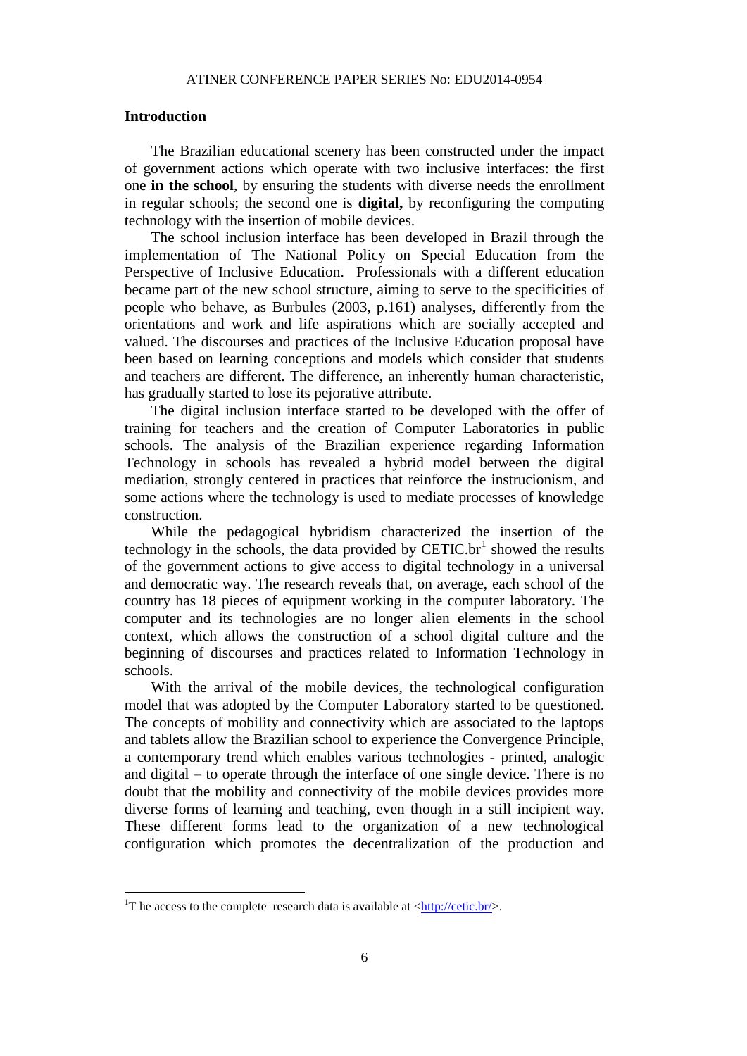## Introduction

The Brazilian educational scenery has been constructed under the impact of government actions which operate with two inclusive interfaces: the first one **in the school**, by ensuring the students with diverse needs the enrollment in regular schools; the second one is **digital,** by reconfiguring the computing technology with the insertion of mobile devices.

The school inclusion interface has been developed in Brazil through the implementation of The National Policy on Special Education from the Perspective of Inclusive Education. Professionals with a different education became part of the new school structure, aiming to serve to the specificities of people who behave, as Burbules (2003, p.161) analyses, differently from the orientations and work and life aspirations which are socially accepted and valued. The discourses and practices of the Inclusive Education proposal have been based on learning conceptions and models which consider that students and teachers are different. The difference, an inherently human characteristic, has gradually started to lose its pejorative attribute.

The digital inclusion interface started to be developed with the offer of training for teachers and the creation of Computer Laboratories in public schools. The analysis of the Brazilian experience regarding Information Technology in schools has revealed a hybrid model between the digital mediation, strongly centered in practices that reinforce the instrucionism, and some actions where the technology is used to mediate processes of knowledge construction.

While the pedagogical hybridism characterized the insertion of the technology in the schools, the data provided by CETIC.br[1] showed the results of the government actions to give access to digital technology in a universal and democratic way. The research reveals that, on average, each school of the country has 18 pieces of equipment working in the computer laboratory. The computer and its technologies are no longer alien elements in the school context, which allows the construction of a school digital culture and the beginning of discourses and practices related to Information Technology in schools.

With the arrival of the mobile devices, the technological configuration model that was adopted by the Computer Laboratory started to be questioned. The concepts of mobility and connectivity which are associated to the laptops and tablets allow the Brazilian school to experience the Convergence Principle, a contemporary trend which enables various technologies - printed, analogic and digital – to operate through the interface of one single device. There is no doubt that the mobility and connectivity of the mobile devices provides more diverse forms of learning and teaching, even though in a still incipient way. These different forms lead to the organization of a new technological configuration which promotes the decentralization of the production and

[1]T he access to the complete research data is available at <http://cetic.br/>.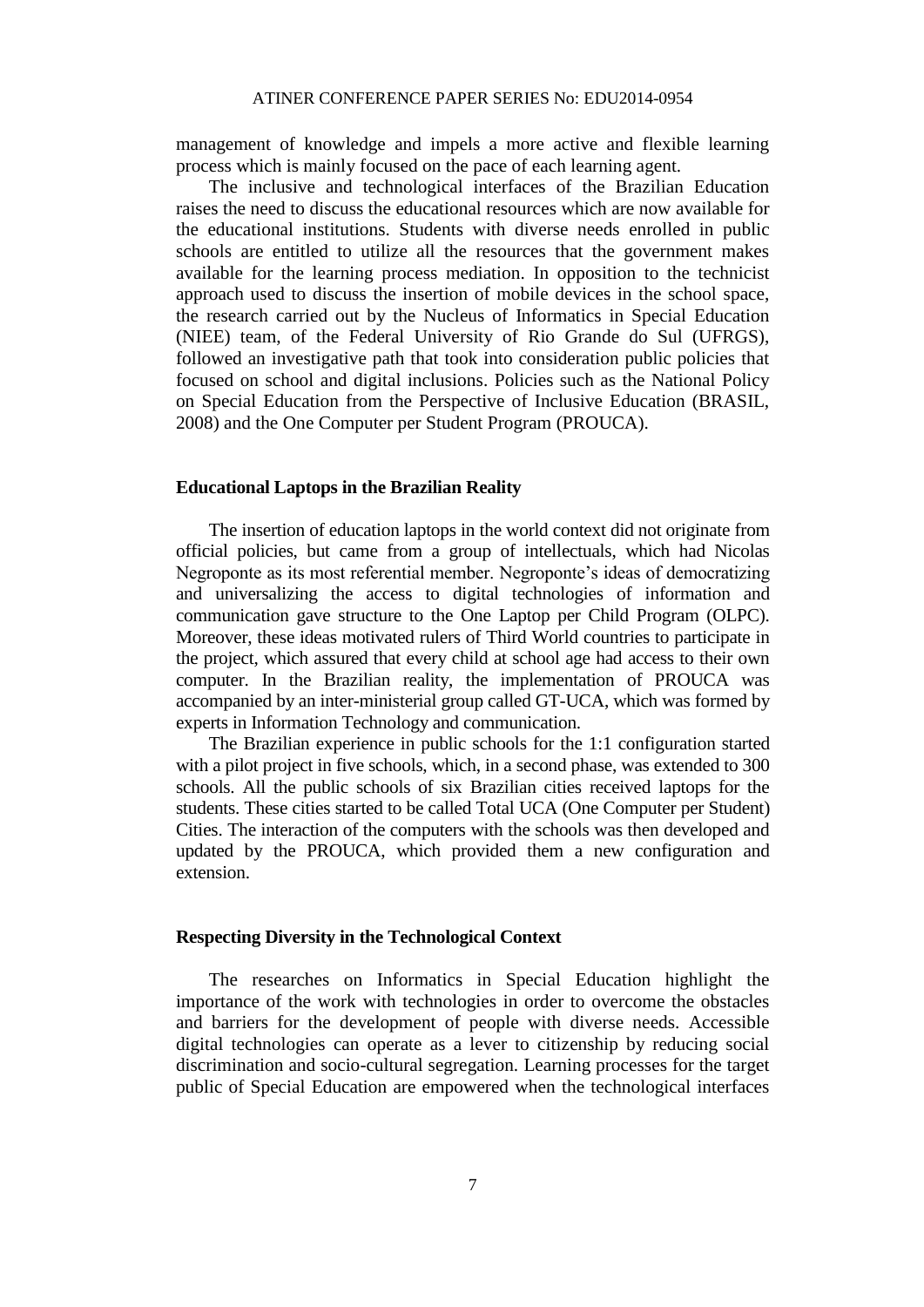management of knowledge and impels a more active and flexible learning process which is mainly focused on the pace of each learning agent.

The inclusive and technological interfaces of the Brazilian Education raises the need to discuss the educational resources which are now available for the educational institutions. Students with diverse needs enrolled in public schools are entitled to utilize all the resources that the government makes available for the learning process mediation. In opposition to the technicist approach used to discuss the insertion of mobile devices in the school space, the research carried out by the Nucleus of Informatics in Special Education (NIEE) team, of the Federal University of Rio Grande do Sul (UFRGS), followed an investigative path that took into consideration public policies that focused on school and digital inclusions. Policies such as the National Policy on Special Education from the Perspective of Inclusive Education (BRASIL, 2008) and the One Computer per Student Program (PROUCA).

## Educational Laptops in the Brazilian Reality

The insertion of education laptops in the world context did not originate from official policies, but came from a group of intellectuals, which had Nicolas Negroponte as its most referential member. Negroponte's ideas of democratizing and universalizing the access to digital technologies of information and communication gave structure to the One Laptop per Child Program (OLPC). Moreover, these ideas motivated rulers of Third World countries to participate in the project, which assured that every child at school age had access to their own computer. In the Brazilian reality, the implementation of PROUCA was accompanied by an inter-ministerial group called GT-UCA, which was formed by experts in Information Technology and communication.

The Brazilian experience in public schools for the 1:1 configuration started with a pilot project in five schools, which, in a second phase, was extended to 300 schools. All the public schools of six Brazilian cities received laptops for the students. These cities started to be called Total UCA (One Computer per Student) Cities. The interaction of the computers with the schools was then developed and updated by the PROUCA, which provided them a new configuration and extension.

## Respecting Diversity in the Technological Context

The researches on Informatics in Special Education highlight the importance of the work with technologies in order to overcome the obstacles and barriers for the development of people with diverse needs. Accessible digital technologies can operate as a lever to citizenship by reducing social discrimination and socio-cultural segregation. Learning processes for the target public of Special Education are empowered when the technological interfaces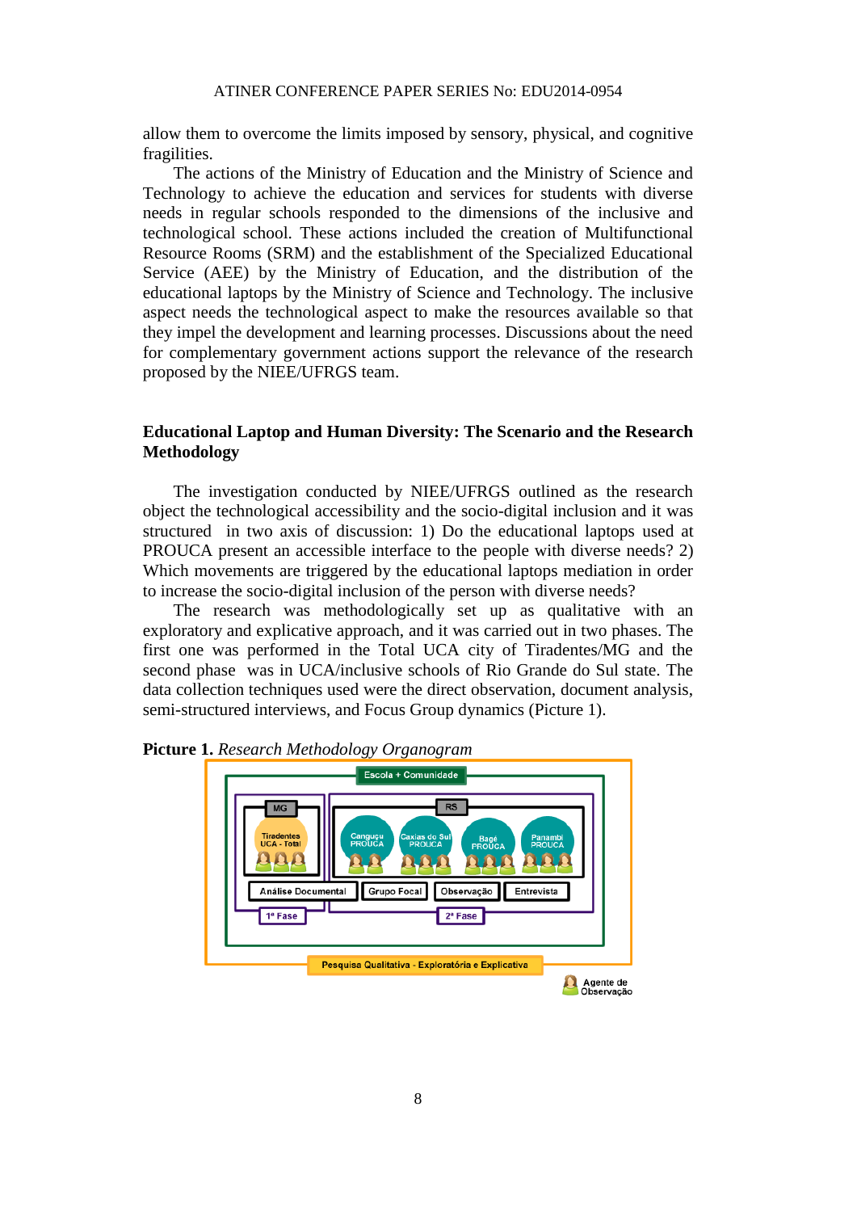allow them to overcome the limits imposed by sensory, physical, and cognitive fragilities.

The actions of the Ministry of Education and the Ministry of Science and Technology to achieve the education and services for students with diverse needs in regular schools responded to the dimensions of the inclusive and technological school. These actions included the creation of Multifunctional Resource Rooms (SRM) and the establishment of the Specialized Educational Service (AEE) by the Ministry of Education, and the distribution of the educational laptops by the Ministry of Science and Technology. The inclusive aspect needs the technological aspect to make the resources available so that they impel the development and learning processes. Discussions about the need for complementary government actions support the relevance of the research proposed by the NIEE/UFRGS team.

## Educational Laptop and Human Diversity: The Scenario and the Research Methodology

The investigation conducted by NIEE/UFRGS outlined as the research object the technological accessibility and the socio-digital inclusion and it was structured in two axis of discussion: 1) Do the educational laptops used at PROUCA present an accessible interface to the people with diverse needs? 2) Which movements are triggered by the educational laptops mediation in order to increase the socio-digital inclusion of the person with diverse needs?

The research was methodologically set up as qualitative with an exploratory and explicative approach, and it was carried out in two phases. The first one was performed in the Total UCA city of Tiradentes/MG and the second phase was in UCA/inclusive schools of Rio Grande do Sul state. The data collection techniques used were the direct observation, document analysis, semi-structured interviews, and Focus Group dynamics (Picture 1).

**Picture 1.** *Research Methodology Organogram*

Escola + Comunidade

MG: Tiradentes UCA - Total

RS: Canguçu PROUCA, Caxias do Sul PROUCA, Bagé PROUCA, Panambi PROUCA

Análise Documental | Grupo Focal | Observação | Entrevista

1ª Fase | 2ª Fase

Pesquisa Qualitativa - Exploratória e Explicativa

Agente de Observação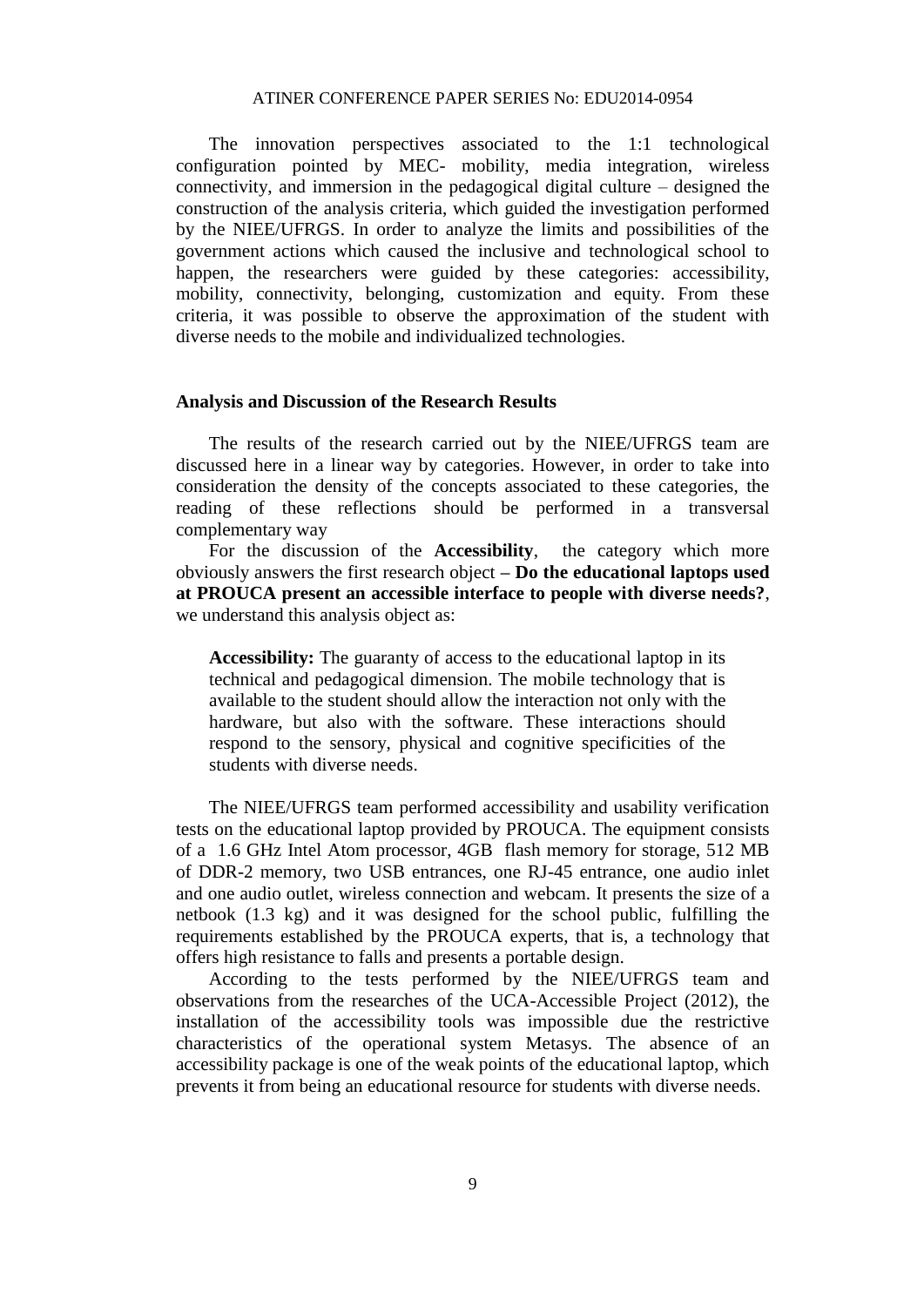The innovation perspectives associated to the 1:1 technological configuration pointed by MEC- mobility, media integration, wireless connectivity, and immersion in the pedagogical digital culture – designed the construction of the analysis criteria, which guided the investigation performed by the NIEE/UFRGS. In order to analyze the limits and possibilities of the government actions which caused the inclusive and technological school to happen, the researchers were guided by these categories: accessibility, mobility, connectivity, belonging, customization and equity. From these criteria, it was possible to observe the approximation of the student with diverse needs to the mobile and individualized technologies.

## Analysis and Discussion of the Research Results

The results of the research carried out by the NIEE/UFRGS team are discussed here in a linear way by categories. However, in order to take into consideration the density of the concepts associated to these categories, the reading of these reflections should be performed in a transversal complementary way

For the discussion of the **Accessibility**, the category which more obviously answers the first research object **– Do the educational laptops used at PROUCA present an accessible interface to people with diverse needs?**, we understand this analysis object as:

> **Accessibility:** The guaranty of access to the educational laptop in its technical and pedagogical dimension. The mobile technology that is available to the student should allow the interaction not only with the hardware, but also with the software. These interactions should respond to the sensory, physical and cognitive specificities of the students with diverse needs.

The NIEE/UFRGS team performed accessibility and usability verification tests on the educational laptop provided by PROUCA. The equipment consists of a 1.6 GHz Intel Atom processor, 4GB flash memory for storage, 512 MB of DDR-2 memory, two USB entrances, one RJ-45 entrance, one audio inlet and one audio outlet, wireless connection and webcam. It presents the size of a netbook (1.3 kg) and it was designed for the school public, fulfilling the requirements established by the PROUCA experts, that is, a technology that offers high resistance to falls and presents a portable design.

According to the tests performed by the NIEE/UFRGS team and observations from the researches of the UCA-Accessible Project (2012), the installation of the accessibility tools was impossible due the restrictive characteristics of the operational system Metasys. The absence of an accessibility package is one of the weak points of the educational laptop, which prevents it from being an educational resource for students with diverse needs.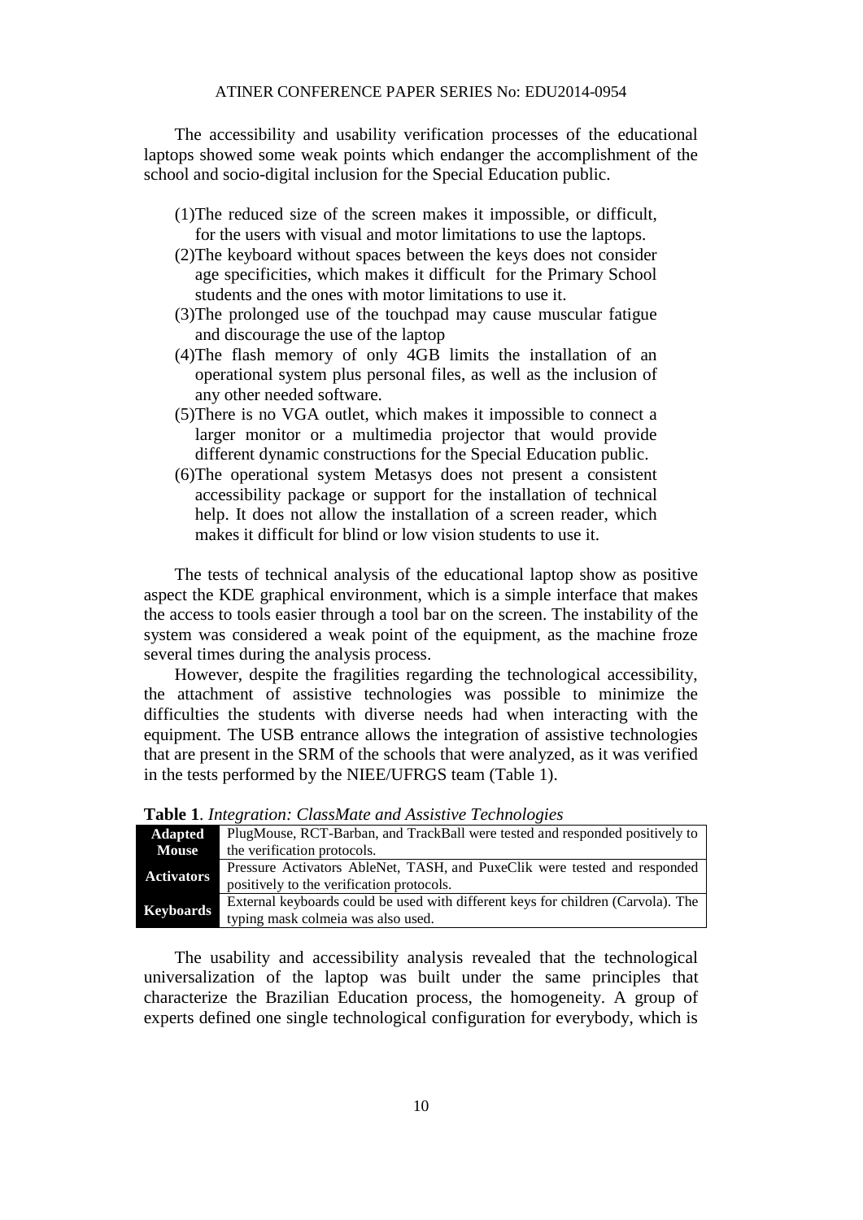The accessibility and usability verification processes of the educational laptops showed some weak points which endanger the accomplishment of the school and socio-digital inclusion for the Special Education public.

(1)The reduced size of the screen makes it impossible, or difficult, for the users with visual and motor limitations to use the laptops.
(2)The keyboard without spaces between the keys does not consider age specificities, which makes it difficult for the Primary School students and the ones with motor limitations to use it.
(3)The prolonged use of the touchpad may cause muscular fatigue and discourage the use of the laptop
(4)The flash memory of only 4GB limits the installation of an operational system plus personal files, as well as the inclusion of any other needed software.
(5)There is no VGA outlet, which makes it impossible to connect a larger monitor or a multimedia projector that would provide different dynamic constructions for the Special Education public.
(6)The operational system Metasys does not present a consistent accessibility package or support for the installation of technical help. It does not allow the installation of a screen reader, which makes it difficult for blind or low vision students to use it.

The tests of technical analysis of the educational laptop show as positive aspect the KDE graphical environment, which is a simple interface that makes the access to tools easier through a tool bar on the screen. The instability of the system was considered a weak point of the equipment, as the machine froze several times during the analysis process.

However, despite the fragilities regarding the technological accessibility, the attachment of assistive technologies was possible to minimize the difficulties the students with diverse needs had when interacting with the equipment. The USB entrance allows the integration of assistive technologies that are present in the SRM of the schools that were analyzed, as it was verified in the tests performed by the NIEE/UFRGS team (Table 1).

**Table 1**. *Integration: ClassMate and Assistive Technologies*

| | |
|---|---|
| **Adapted Mouse** | PlugMouse, RCT-Barban, and TrackBall were tested and responded positively to the verification protocols. |
| **Activators** | Pressure Activators AbleNet, TASH, and PuxeClik were tested and responded positively to the verification protocols. |
| **Keyboards** | External keyboards could be used with different keys for children (Carvola). The typing mask colmeia was also used. |

The usability and accessibility analysis revealed that the technological universalization of the laptop was built under the same principles that characterize the Brazilian Education process, the homogeneity. A group of experts defined one single technological configuration for everybody, which is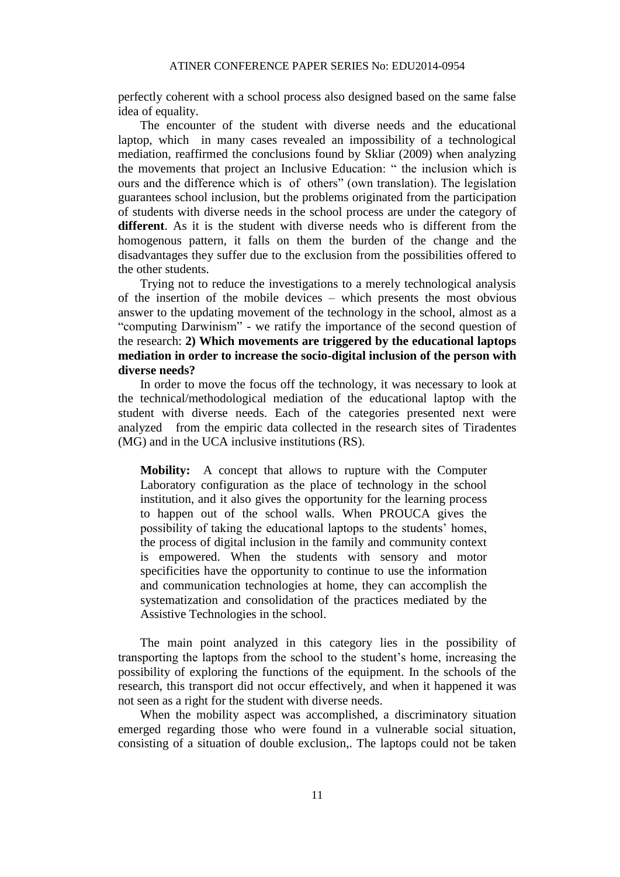perfectly coherent with a school process also designed based on the same false idea of equality.

The encounter of the student with diverse needs and the educational laptop, which in many cases revealed an impossibility of a technological mediation, reaffirmed the conclusions found by Skliar (2009) when analyzing the movements that project an Inclusive Education: " the inclusion which is ours and the difference which is of others" (own translation). The legislation guarantees school inclusion, but the problems originated from the participation of students with diverse needs in the school process are under the category of **different**. As it is the student with diverse needs who is different from the homogenous pattern, it falls on them the burden of the change and the disadvantages they suffer due to the exclusion from the possibilities offered to the other students.

Trying not to reduce the investigations to a merely technological analysis of the insertion of the mobile devices – which presents the most obvious answer to the updating movement of the technology in the school, almost as a "computing Darwinism" - we ratify the importance of the second question of the research: **2) Which movements are triggered by the educational laptops mediation in order to increase the socio-digital inclusion of the person with diverse needs?**

In order to move the focus off the technology, it was necessary to look at the technical/methodological mediation of the educational laptop with the student with diverse needs. Each of the categories presented next were analyzed from the empiric data collected in the research sites of Tiradentes (MG) and in the UCA inclusive institutions (RS).

> **Mobility:** A concept that allows to rupture with the Computer Laboratory configuration as the place of technology in the school institution, and it also gives the opportunity for the learning process to happen out of the school walls. When PROUCA gives the possibility of taking the educational laptops to the students' homes, the process of digital inclusion in the family and community context is empowered. When the students with sensory and motor specificities have the opportunity to continue to use the information and communication technologies at home, they can accomplish the systematization and consolidation of the practices mediated by the Assistive Technologies in the school.

The main point analyzed in this category lies in the possibility of transporting the laptops from the school to the student's home, increasing the possibility of exploring the functions of the equipment. In the schools of the research, this transport did not occur effectively, and when it happened it was not seen as a right for the student with diverse needs.

When the mobility aspect was accomplished, a discriminatory situation emerged regarding those who were found in a vulnerable social situation, consisting of a situation of double exclusion,. The laptops could not be taken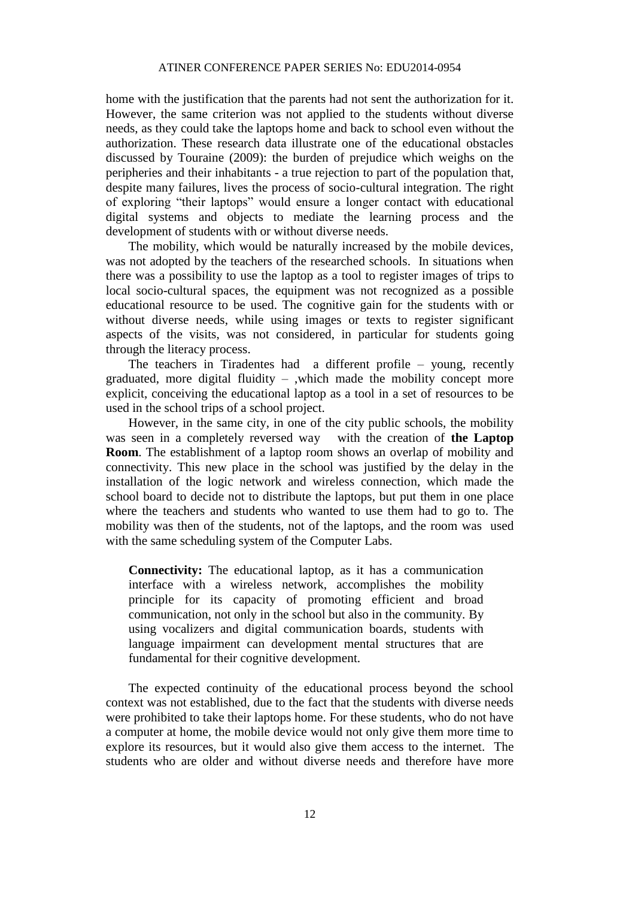home with the justification that the parents had not sent the authorization for it. However, the same criterion was not applied to the students without diverse needs, as they could take the laptops home and back to school even without the authorization. These research data illustrate one of the educational obstacles discussed by Touraine (2009): the burden of prejudice which weighs on the peripheries and their inhabitants - a true rejection to part of the population that, despite many failures, lives the process of socio-cultural integration. The right of exploring "their laptops" would ensure a longer contact with educational digital systems and objects to mediate the learning process and the development of students with or without diverse needs.

The mobility, which would be naturally increased by the mobile devices, was not adopted by the teachers of the researched schools. In situations when there was a possibility to use the laptop as a tool to register images of trips to local socio-cultural spaces, the equipment was not recognized as a possible educational resource to be used. The cognitive gain for the students with or without diverse needs, while using images or texts to register significant aspects of the visits, was not considered, in particular for students going through the literacy process.

The teachers in Tiradentes had a different profile – young, recently graduated, more digital fluidity – ,which made the mobility concept more explicit, conceiving the educational laptop as a tool in a set of resources to be used in the school trips of a school project.

However, in the same city, in one of the city public schools, the mobility was seen in a completely reversed way with the creation of **the Laptop Room**. The establishment of a laptop room shows an overlap of mobility and connectivity. This new place in the school was justified by the delay in the installation of the logic network and wireless connection, which made the school board to decide not to distribute the laptops, but put them in one place where the teachers and students who wanted to use them had to go to. The mobility was then of the students, not of the laptops, and the room was used with the same scheduling system of the Computer Labs.

> **Connectivity:** The educational laptop, as it has a communication interface with a wireless network, accomplishes the mobility principle for its capacity of promoting efficient and broad communication, not only in the school but also in the community. By using vocalizers and digital communication boards, students with language impairment can development mental structures that are fundamental for their cognitive development.

The expected continuity of the educational process beyond the school context was not established, due to the fact that the students with diverse needs were prohibited to take their laptops home. For these students, who do not have a computer at home, the mobile device would not only give them more time to explore its resources, but it would also give them access to the internet. The students who are older and without diverse needs and therefore have more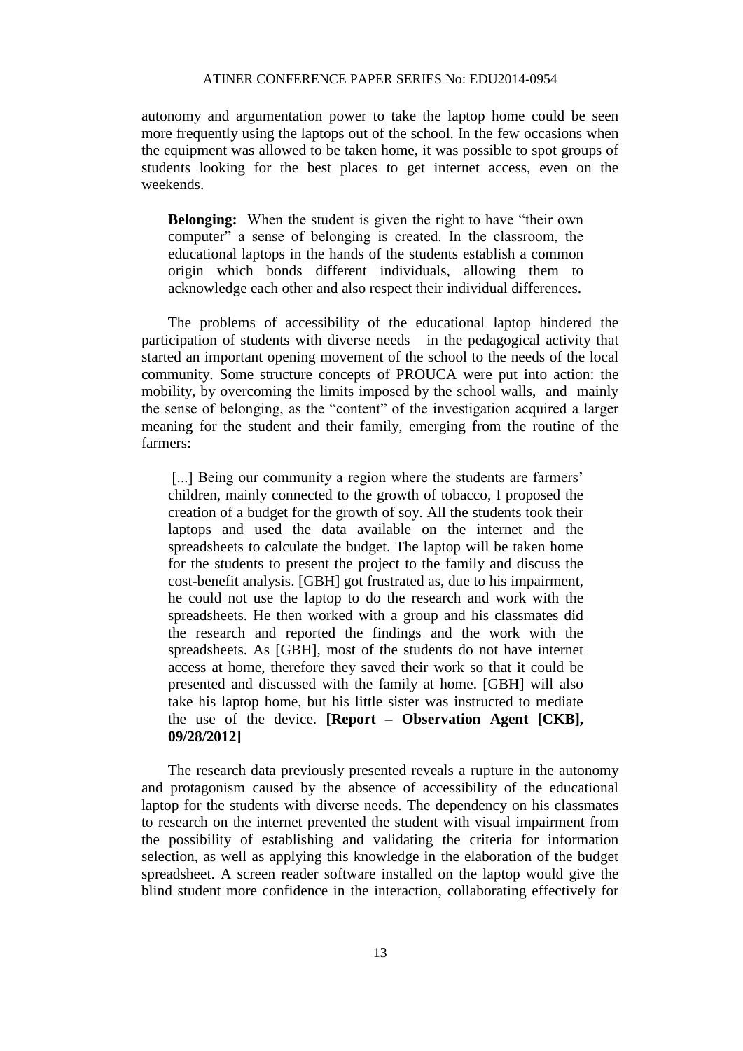autonomy and argumentation power to take the laptop home could be seen more frequently using the laptops out of the school. In the few occasions when the equipment was allowed to be taken home, it was possible to spot groups of students looking for the best places to get internet access, even on the weekends.

> **Belonging:** When the student is given the right to have "their own computer" a sense of belonging is created. In the classroom, the educational laptops in the hands of the students establish a common origin which bonds different individuals, allowing them to acknowledge each other and also respect their individual differences.

The problems of accessibility of the educational laptop hindered the participation of students with diverse needs in the pedagogical activity that started an important opening movement of the school to the needs of the local community. Some structure concepts of PROUCA were put into action: the mobility, by overcoming the limits imposed by the school walls, and mainly the sense of belonging, as the "content" of the investigation acquired a larger meaning for the student and their family, emerging from the routine of the farmers:

> [...] Being our community a region where the students are farmers' children, mainly connected to the growth of tobacco, I proposed the creation of a budget for the growth of soy. All the students took their laptops and used the data available on the internet and the spreadsheets to calculate the budget. The laptop will be taken home for the students to present the project to the family and discuss the cost-benefit analysis. [GBH] got frustrated as, due to his impairment, he could not use the laptop to do the research and work with the spreadsheets. He then worked with a group and his classmates did the research and reported the findings and the work with the spreadsheets. As [GBH], most of the students do not have internet access at home, therefore they saved their work so that it could be presented and discussed with the family at home. [GBH] will also take his laptop home, but his little sister was instructed to mediate the use of the device. **[Report – Observation Agent [CKB], 09/28/2012]**

The research data previously presented reveals a rupture in the autonomy and protagonism caused by the absence of accessibility of the educational laptop for the students with diverse needs. The dependency on his classmates to research on the internet prevented the student with visual impairment from the possibility of establishing and validating the criteria for information selection, as well as applying this knowledge in the elaboration of the budget spreadsheet. A screen reader software installed on the laptop would give the blind student more confidence in the interaction, collaborating effectively for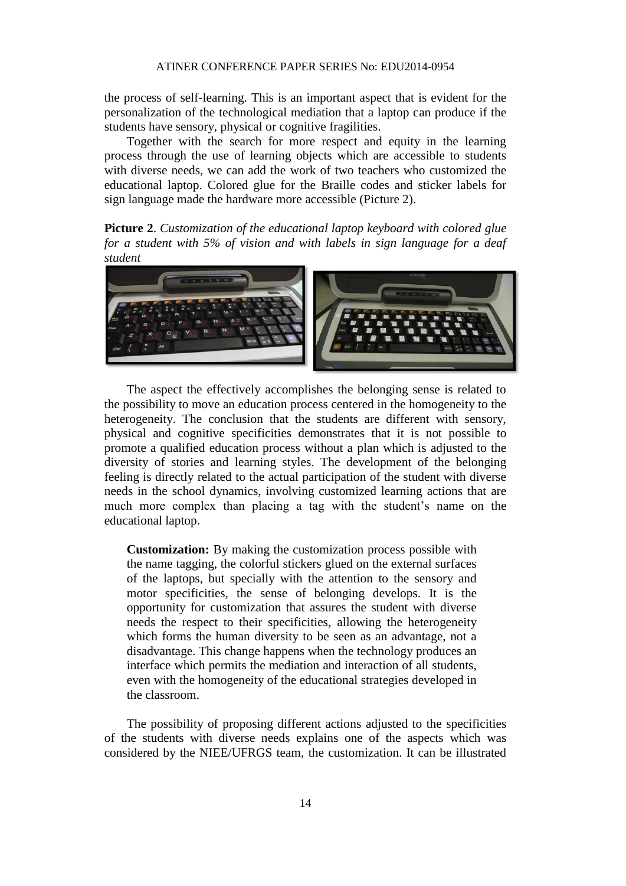the process of self-learning. This is an important aspect that is evident for the personalization of the technological mediation that a laptop can produce if the students have sensory, physical or cognitive fragilities.

Together with the search for more respect and equity in the learning process through the use of learning objects which are accessible to students with diverse needs, we can add the work of two teachers who customized the educational laptop. Colored glue for the Braille codes and sticker labels for sign language made the hardware more accessible (Picture 2).

**Picture 2**. *Customization of the educational laptop keyboard with colored glue for a student with 5% of vision and with labels in sign language for a deaf student*

The aspect the effectively accomplishes the belonging sense is related to the possibility to move an education process centered in the homogeneity to the heterogeneity. The conclusion that the students are different with sensory, physical and cognitive specificities demonstrates that it is not possible to promote a qualified education process without a plan which is adjusted to the diversity of stories and learning styles. The development of the belonging feeling is directly related to the actual participation of the student with diverse needs in the school dynamics, involving customized learning actions that are much more complex than placing a tag with the student's name on the educational laptop.

> **Customization:** By making the customization process possible with the name tagging, the colorful stickers glued on the external surfaces of the laptops, but specially with the attention to the sensory and motor specificities, the sense of belonging develops. It is the opportunity for customization that assures the student with diverse needs the respect to their specificities, allowing the heterogeneity which forms the human diversity to be seen as an advantage, not a disadvantage. This change happens when the technology produces an interface which permits the mediation and interaction of all students, even with the homogeneity of the educational strategies developed in the classroom.

The possibility of proposing different actions adjusted to the specificities of the students with diverse needs explains one of the aspects which was considered by the NIEE/UFRGS team, the customization. It can be illustrated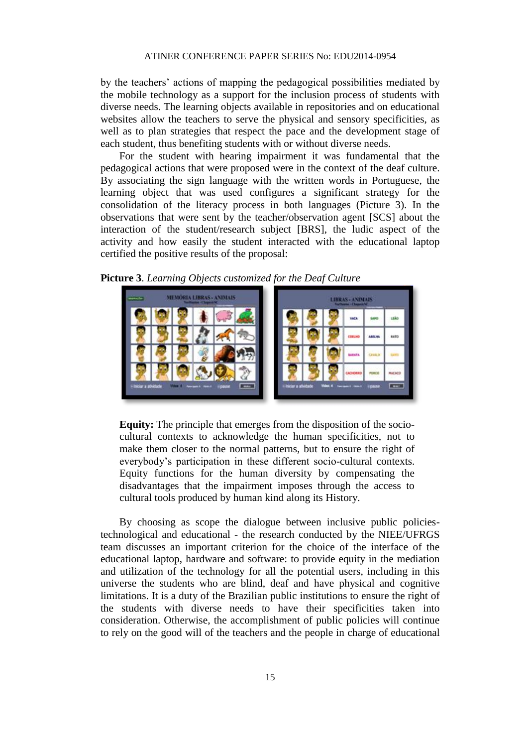by the teachers' actions of mapping the pedagogical possibilities mediated by the mobile technology as a support for the inclusion process of students with diverse needs. The learning objects available in repositories and on educational websites allow the teachers to serve the physical and sensory specificities, as well as to plan strategies that respect the pace and the development stage of each student, thus benefiting students with or without diverse needs.

For the student with hearing impairment it was fundamental that the pedagogical actions that were proposed were in the context of the deaf culture. By associating the sign language with the written words in Portuguese, the learning object that was used configures a significant strategy for the consolidation of the literacy process in both languages (Picture 3). In the observations that were sent by the teacher/observation agent [SCS] about the interaction of the student/research subject [BRS], the ludic aspect of the activity and how easily the student interacted with the educational laptop certified the positive results of the proposal:

**Picture 3**. *Learning Objects customized for the Deaf Culture*

> **Equity:** The principle that emerges from the disposition of the socio-cultural contexts to acknowledge the human specificities, not to make them closer to the normal patterns, but to ensure the right of everybody's participation in these different socio-cultural contexts. Equity functions for the human diversity by compensating the disadvantages that the impairment imposes through the access to cultural tools produced by human kind along its History.

By choosing as scope the dialogue between inclusive public policies-technological and educational - the research conducted by the NIEE/UFRGS team discusses an important criterion for the choice of the interface of the educational laptop, hardware and software: to provide equity in the mediation and utilization of the technology for all the potential users, including in this universe the students who are blind, deaf and have physical and cognitive limitations. It is a duty of the Brazilian public institutions to ensure the right of the students with diverse needs to have their specificities taken into consideration. Otherwise, the accomplishment of public policies will continue to rely on the good will of the teachers and the people in charge of educational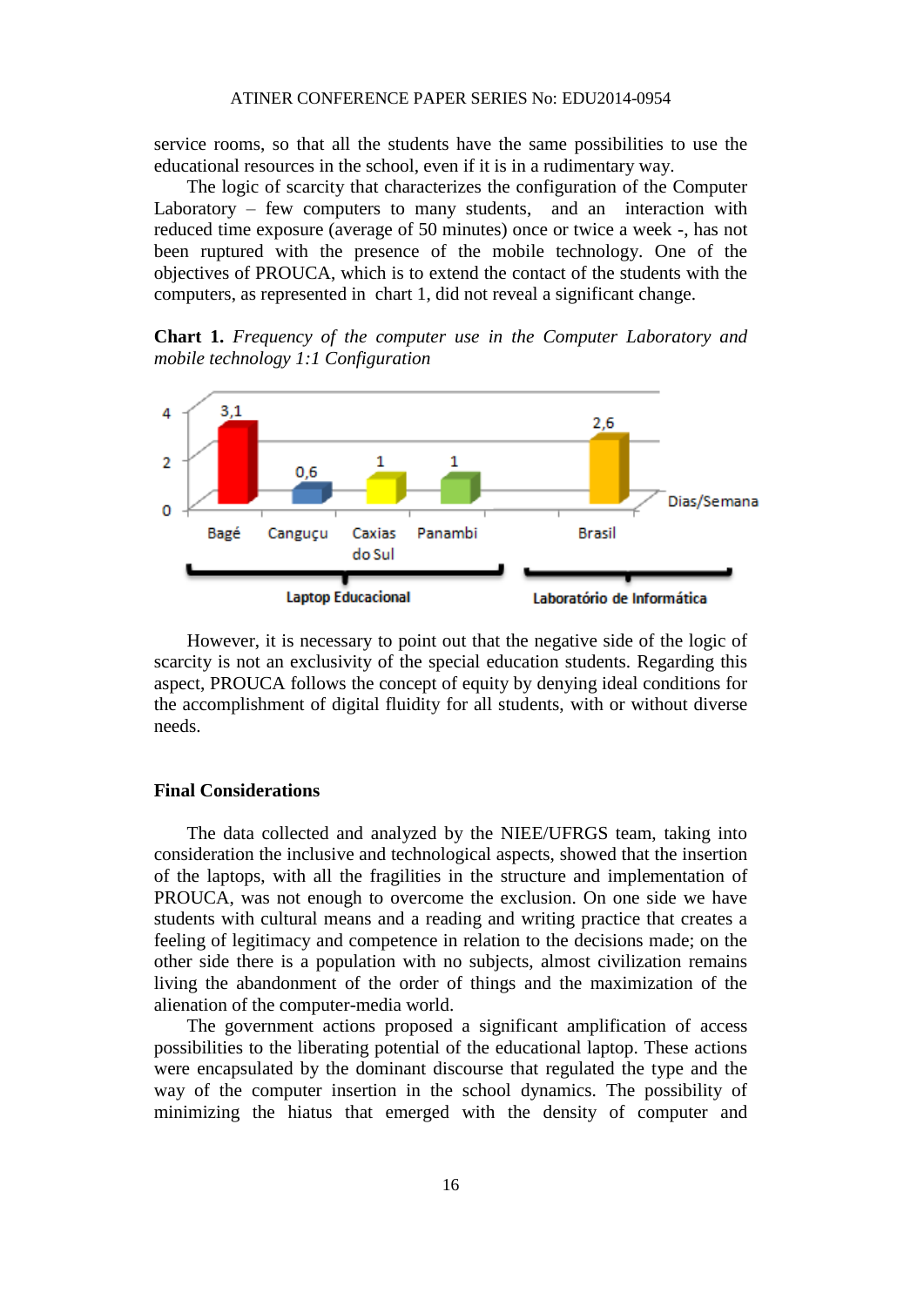service rooms, so that all the students have the same possibilities to use the educational resources in the school, even if it is in a rudimentary way.

The logic of scarcity that characterizes the configuration of the Computer Laboratory – few computers to many students, and an interaction with reduced time exposure (average of 50 minutes) once or twice a week -, has not been ruptured with the presence of the mobile technology. One of the objectives of PROUCA, which is to extend the contact of the students with the computers, as represented in chart 1, did not reveal a significant change.

**Chart 1.** *Frequency of the computer use in the Computer Laboratory and mobile technology 1:1 Configuration*

| | Bagé | Canguçu | Caxias do Sul | Panambi | Brasil |
|---|---|---|---|---|---|
| Dias/Semana | 3,1 | 0,6 | 1 | 1 | 2,6 |
| | Laptop Educacional | | | | Laboratório de Informática |

However, it is necessary to point out that the negative side of the logic of scarcity is not an exclusivity of the special education students. Regarding this aspect, PROUCA follows the concept of equity by denying ideal conditions for the accomplishment of digital fluidity for all students, with or without diverse needs.

## Final Considerations

The data collected and analyzed by the NIEE/UFRGS team, taking into consideration the inclusive and technological aspects, showed that the insertion of the laptops, with all the fragilities in the structure and implementation of PROUCA, was not enough to overcome the exclusion. On one side we have students with cultural means and a reading and writing practice that creates a feeling of legitimacy and competence in relation to the decisions made; on the other side there is a population with no subjects, almost civilization remains living the abandonment of the order of things and the maximization of the alienation of the computer-media world.

The government actions proposed a significant amplification of access possibilities to the liberating potential of the educational laptop. These actions were encapsulated by the dominant discourse that regulated the type and the way of the computer insertion in the school dynamics. The possibility of minimizing the hiatus that emerged with the density of computer and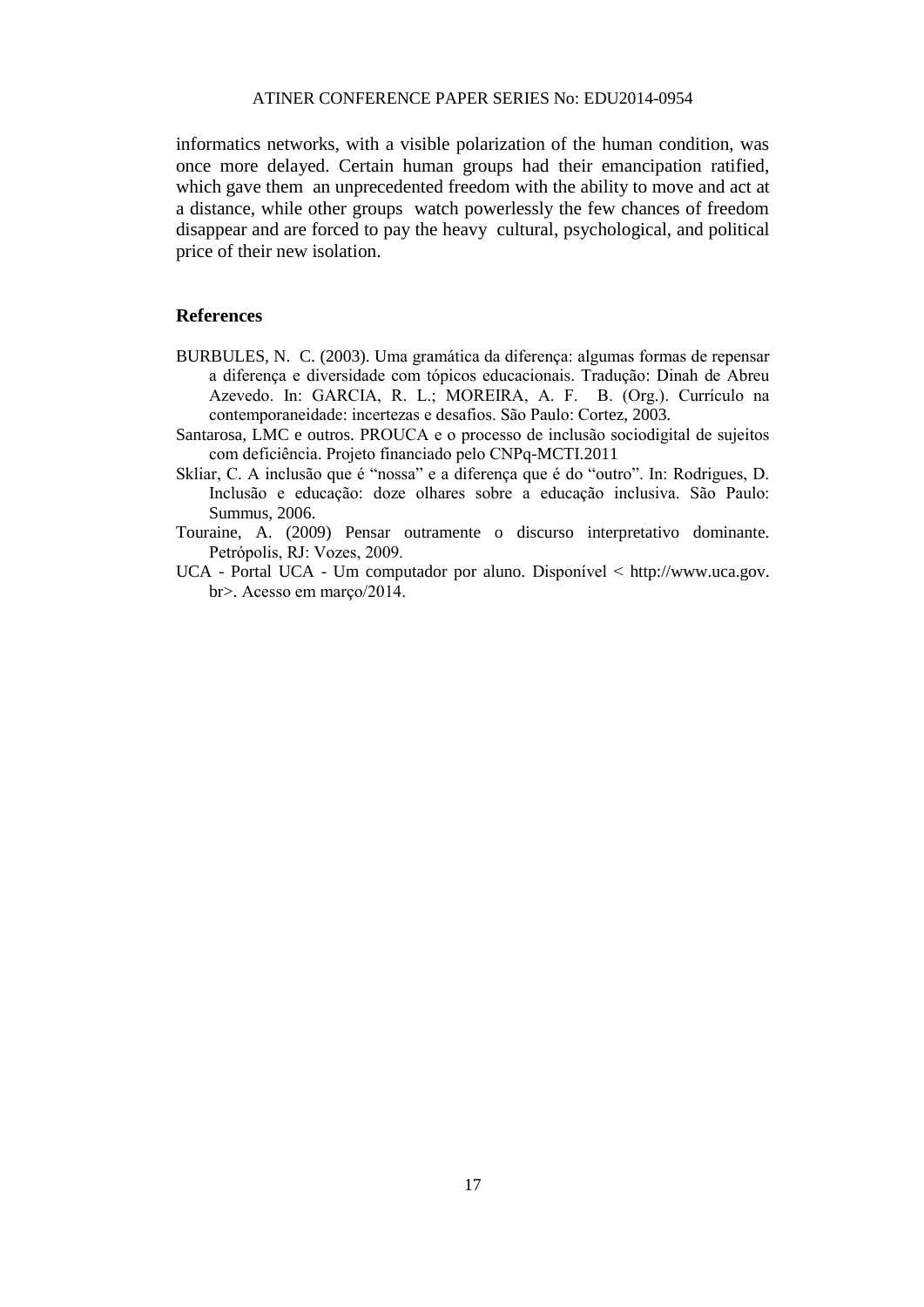informatics networks, with a visible polarization of the human condition, was once more delayed. Certain human groups had their emancipation ratified, which gave them an unprecedented freedom with the ability to move and act at a distance, while other groups watch powerlessly the few chances of freedom disappear and are forced to pay the heavy cultural, psychological, and political price of their new isolation.

## References

BURBULES, N. C. (2003). Uma gramática da diferença: algumas formas de repensar a diferença e diversidade com tópicos educacionais. Tradução: Dinah de Abreu Azevedo. In: GARCIA, R. L.; MOREIRA, A. F. B. (Org.). Currículo na contemporaneidade: incertezas e desafios. São Paulo: Cortez, 2003.

Santarosa, LMC e outros. PROUCA e o processo de inclusão sociodigital de sujeitos com deficiência. Projeto financiado pelo CNPq-MCTI.2011

Skliar, C. A inclusão que é "nossa" e a diferença que é do "outro". In: Rodrigues, D. Inclusão e educação: doze olhares sobre a educação inclusiva. São Paulo: Summus, 2006.

Touraine, A. (2009) Pensar outramente o discurso interpretativo dominante. Petrópolis, RJ: Vozes, 2009.

UCA - Portal UCA - Um computador por aluno. Disponível < http://www.uca.gov.br>. Acesso em março/2014.